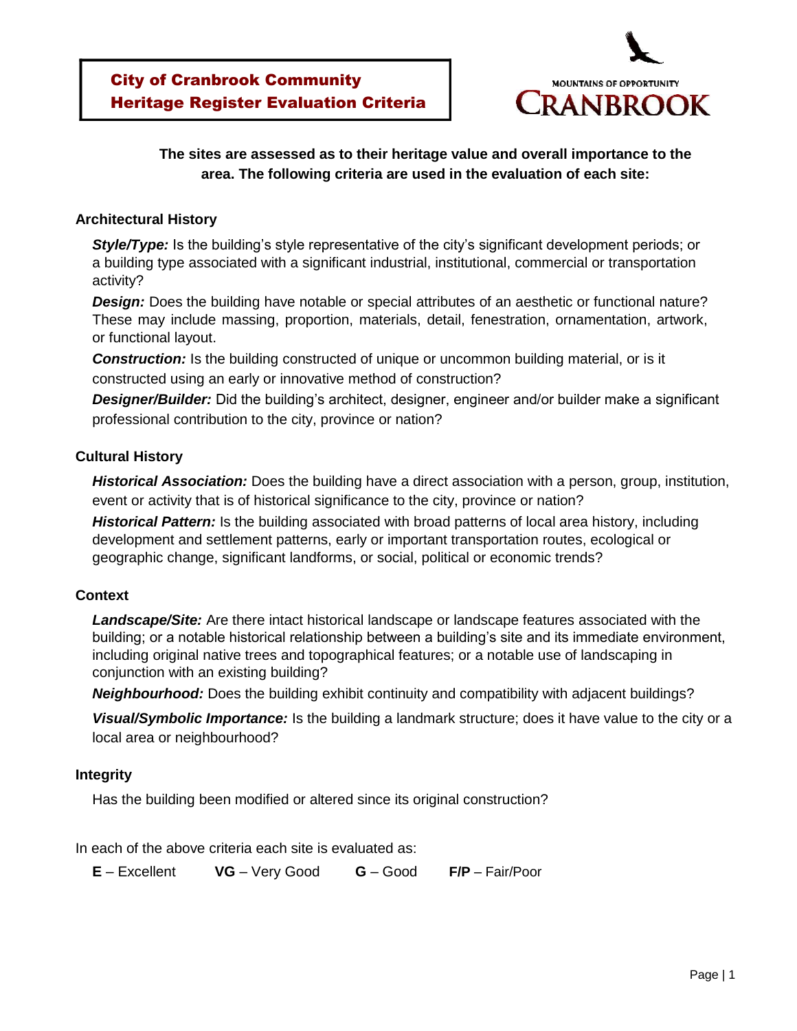# City of Cranbrook Community Heritage Register Evaluation Criteria

MOUNTAINS OF OPPORTUNITY
CRANBROOK

**The sites are assessed as to their heritage value and overall importance to the area. The following criteria are used in the evaluation of each site:**

### Architectural History

***Style/Type:*** Is the building's style representative of the city's significant development periods; or a building type associated with a significant industrial, institutional, commercial or transportation activity?

***Design:*** Does the building have notable or special attributes of an aesthetic or functional nature? These may include massing, proportion, materials, detail, fenestration, ornamentation, artwork, or functional layout.

***Construction:*** Is the building constructed of unique or uncommon building material, or is it constructed using an early or innovative method of construction?

***Designer/Builder:*** Did the building's architect, designer, engineer and/or builder make a significant professional contribution to the city, province or nation?

### Cultural History

***Historical Association:*** Does the building have a direct association with a person, group, institution, event or activity that is of historical significance to the city, province or nation?

***Historical Pattern:*** Is the building associated with broad patterns of local area history, including development and settlement patterns, early or important transportation routes, ecological or geographic change, significant landforms, or social, political or economic trends?

### Context

***Landscape/Site:*** Are there intact historical landscape or landscape features associated with the building; or a notable historical relationship between a building's site and its immediate environment, including original native trees and topographical features; or a notable use of landscaping in conjunction with an existing building?

***Neighbourhood:*** Does the building exhibit continuity and compatibility with adjacent buildings?

***Visual/Symbolic Importance:*** Is the building a landmark structure; does it have value to the city or a local area or neighbourhood?

### Integrity

Has the building been modified or altered since its original construction?

In each of the above criteria each site is evaluated as:

**E** – Excellent **VG** – Very Good **G** – Good **F/P** – Fair/Poor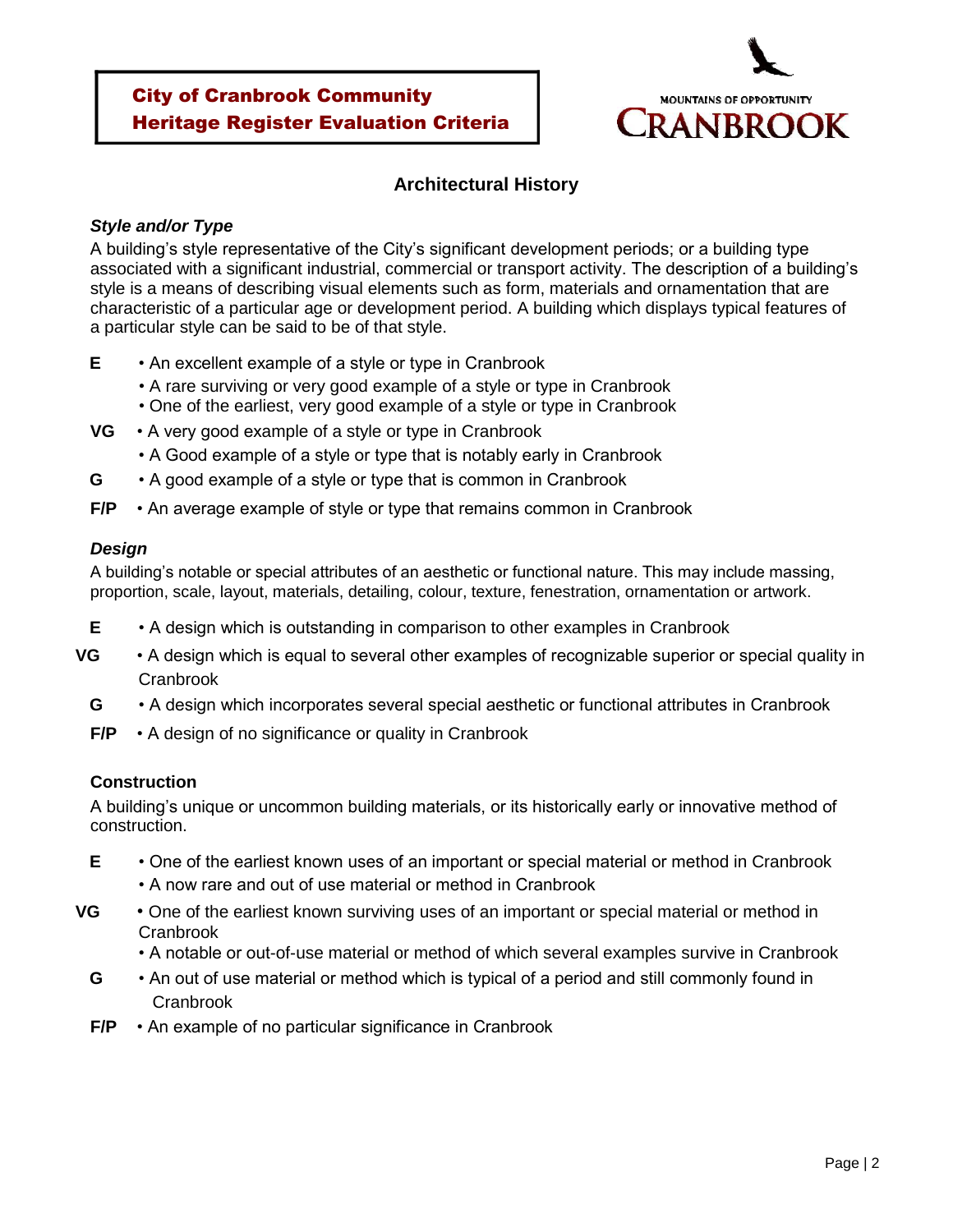**City of Cranbrook Community Heritage Register Evaluation Criteria**

MOUNTAINS OF OPPORTUNITY CRANBROOK

## Architectural History

### *Style and/or Type*

A building's style representative of the City's significant development periods; or a building type associated with a significant industrial, commercial or transport activity. The description of a building's style is a means of describing visual elements such as form, materials and ornamentation that are characteristic of a particular age or development period. A building which displays typical features of a particular style can be said to be of that style.

**E**
- An excellent example of a style or type in Cranbrook
- A rare surviving or very good example of a style or type in Cranbrook
- One of the earliest, very good example of a style or type in Cranbrook

**VG**
- A very good example of a style or type in Cranbrook
- A Good example of a style or type that is notably early in Cranbrook

**G**
- A good example of a style or type that is common in Cranbrook

**F/P**
- An average example of style or type that remains common in Cranbrook

### *Design*

A building's notable or special attributes of an aesthetic or functional nature. This may include massing, proportion, scale, layout, materials, detailing, colour, texture, fenestration, ornamentation or artwork.

**E**
- A design which is outstanding in comparison to other examples in Cranbrook

**VG**
- A design which is equal to several other examples of recognizable superior or special quality in Cranbrook

**G**
- A design which incorporates several special aesthetic or functional attributes in Cranbrook

**F/P**
- A design of no significance or quality in Cranbrook

### Construction

A building's unique or uncommon building materials, or its historically early or innovative method of construction.

**E**
- One of the earliest known uses of an important or special material or method in Cranbrook
- A now rare and out of use material or method in Cranbrook

**VG**
- One of the earliest known surviving uses of an important or special material or method in Cranbrook
- A notable or out-of-use material or method of which several examples survive in Cranbrook

**G**
- An out of use material or method which is typical of a period and still commonly found in Cranbrook

**F/P**
- An example of no particular significance in Cranbrook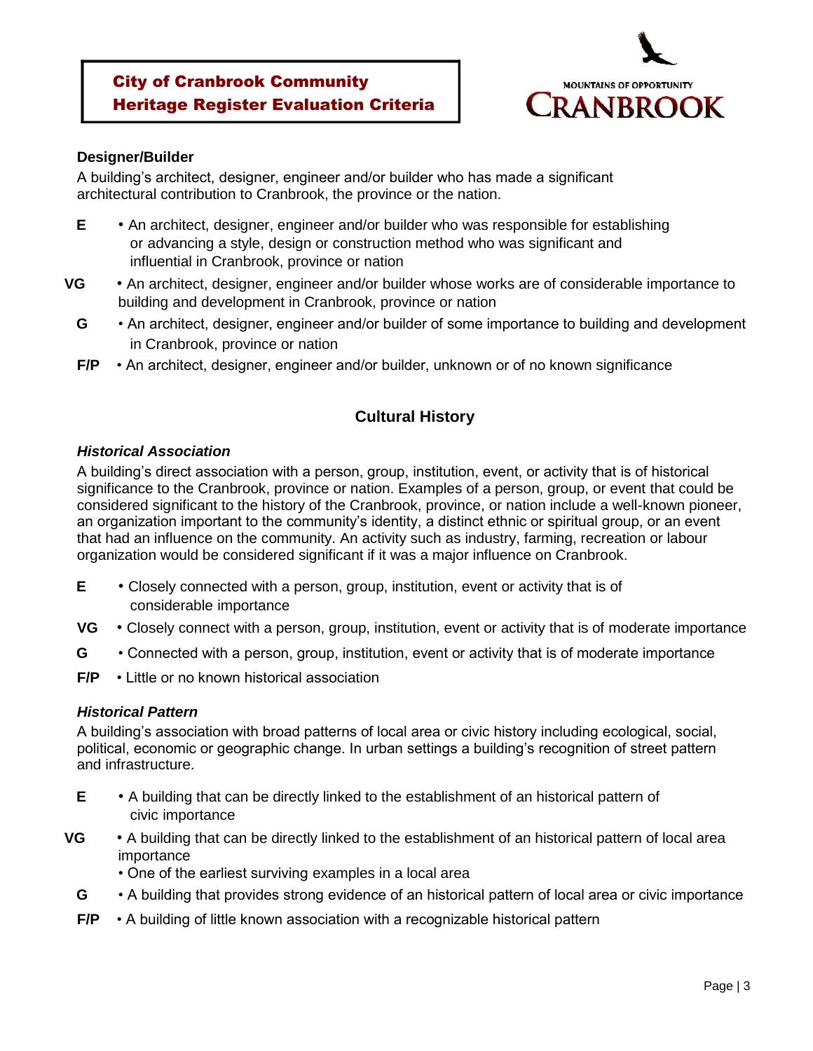## City of Cranbrook Community Heritage Register Evaluation Criteria

MOUNTAINS OF OPPORTUNITY
CRANBROOK

**Designer/Builder**

A building's architect, designer, engineer and/or builder who has made a significant architectural contribution to Cranbrook, the province or the nation.

- **E** • An architect, designer, engineer and/or builder who was responsible for establishing or advancing a style, design or construction method who was significant and influential in Cranbrook, province or nation
- **VG** • An architect, designer, engineer and/or builder whose works are of considerable importance to building and development in Cranbrook, province or nation
- **G** • An architect, designer, engineer and/or builder of some importance to building and development in Cranbrook, province or nation
- **F/P** • An architect, designer, engineer and/or builder, unknown or of no known significance

## Cultural History

***Historical Association***

A building's direct association with a person, group, institution, event, or activity that is of historical significance to the Cranbrook, province or nation. Examples of a person, group, or event that could be considered significant to the history of the Cranbrook, province, or nation include a well-known pioneer, an organization important to the community's identity, a distinct ethnic or spiritual group, or an event that had an influence on the community. An activity such as industry, farming, recreation or labour organization would be considered significant if it was a major influence on Cranbrook.

- **E** • Closely connected with a person, group, institution, event or activity that is of considerable importance
- **VG** • Closely connect with a person, group, institution, event or activity that is of moderate importance
- **G** • Connected with a person, group, institution, event or activity that is of moderate importance
- **F/P** • Little or no known historical association

***Historical Pattern***

A building's association with broad patterns of local area or civic history including ecological, social, political, economic or geographic change. In urban settings a building's recognition of street pattern and infrastructure.

- **E** • A building that can be directly linked to the establishment of an historical pattern of civic importance
- **VG** • A building that can be directly linked to the establishment of an historical pattern of local area importance
  • One of the earliest surviving examples in a local area
- **G** • A building that provides strong evidence of an historical pattern of local area or civic importance
- **F/P** • A building of little known association with a recognizable historical pattern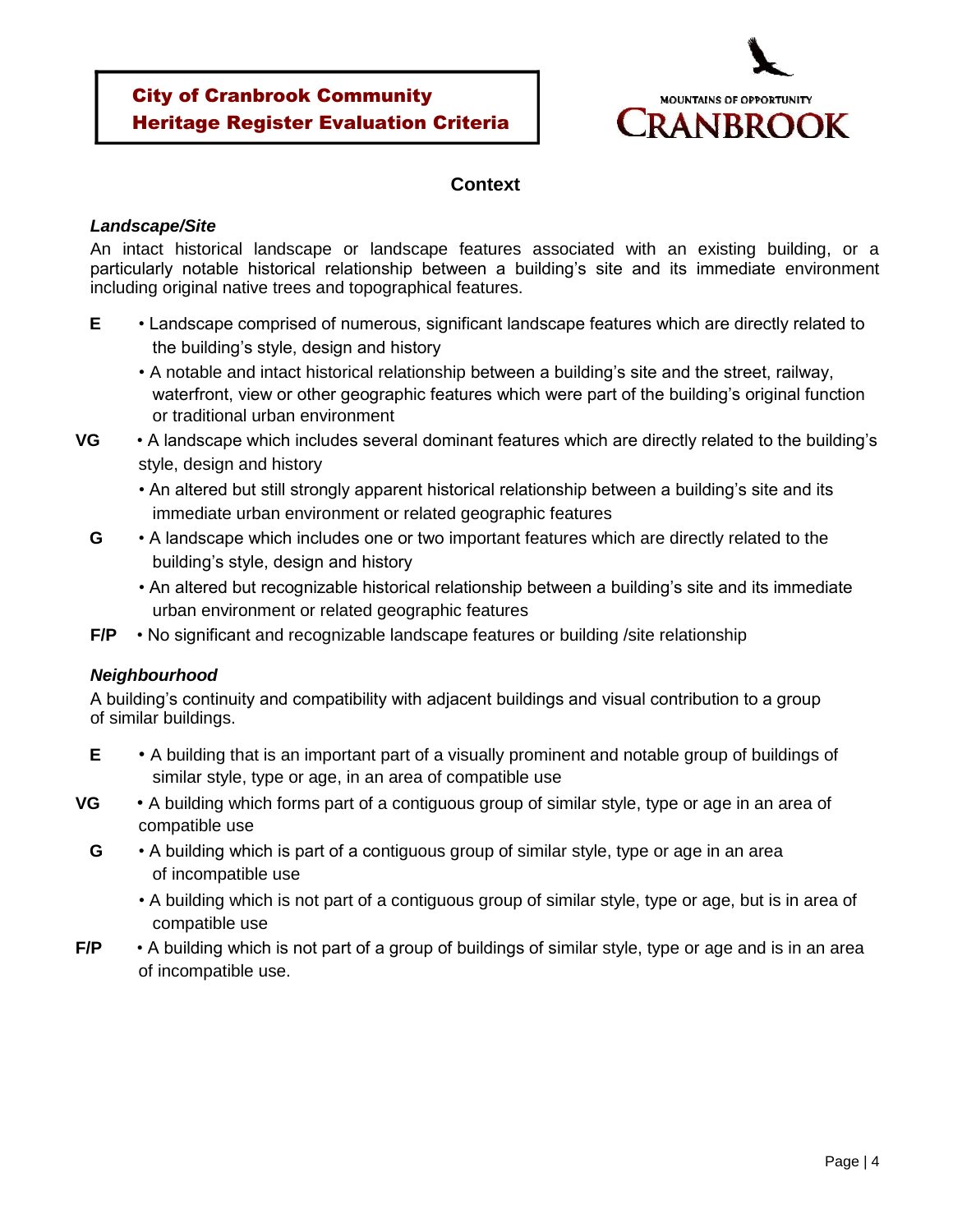## Context

### *Landscape/Site*

An intact historical landscape or landscape features associated with an existing building, or a particularly notable historical relationship between a building's site and its immediate environment including original native trees and topographical features.

**E**
- Landscape comprised of numerous, significant landscape features which are directly related to the building's style, design and history
- A notable and intact historical relationship between a building's site and the street, railway, waterfront, view or other geographic features which were part of the building's original function or traditional urban environment

**VG**
- A landscape which includes several dominant features which are directly related to the building's style, design and history
- An altered but still strongly apparent historical relationship between a building's site and its immediate urban environment or related geographic features

**G**
- A landscape which includes one or two important features which are directly related to the building's style, design and history
- An altered but recognizable historical relationship between a building's site and its immediate urban environment or related geographic features

**F/P**
- No significant and recognizable landscape features or building /site relationship

### *Neighbourhood*

A building's continuity and compatibility with adjacent buildings and visual contribution to a group of similar buildings.

**E**
- A building that is an important part of a visually prominent and notable group of buildings of similar style, type or age, in an area of compatible use

**VG**
- A building which forms part of a contiguous group of similar style, type or age in an area of compatible use

**G**
- A building which is part of a contiguous group of similar style, type or age in an area of incompatible use
- A building which is not part of a contiguous group of similar style, type or age, but is in area of compatible use

**F/P**
- A building which is not part of a group of buildings of similar style, type or age and is in an area of incompatible use.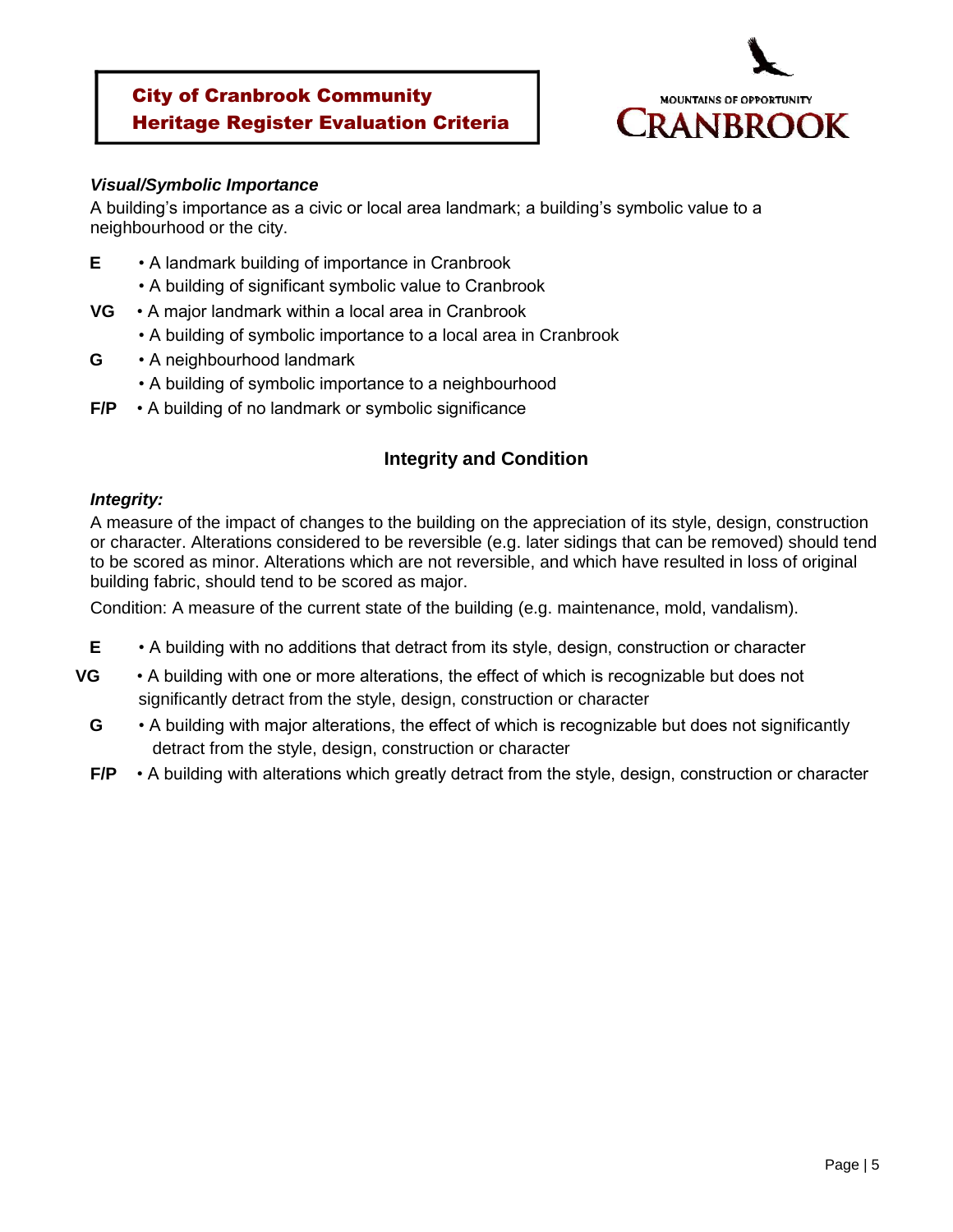### *Visual/Symbolic Importance*

A building's importance as a civic or local area landmark; a building's symbolic value to a neighbourhood or the city.

**E**
- A landmark building of importance in Cranbrook
- A building of significant symbolic value to Cranbrook

**VG**
- A major landmark within a local area in Cranbrook
- A building of symbolic importance to a local area in Cranbrook

**G**
- A neighbourhood landmark
- A building of symbolic importance to a neighbourhood

**F/P**
- A building of no landmark or symbolic significance

## Integrity and Condition

### *Integrity:*

A measure of the impact of changes to the building on the appreciation of its style, design, construction or character. Alterations considered to be reversible (e.g. later sidings that can be removed) should tend to be scored as minor. Alterations which are not reversible, and which have resulted in loss of original building fabric, should tend to be scored as major.

Condition: A measure of the current state of the building (e.g. maintenance, mold, vandalism).

**E**
- A building with no additions that detract from its style, design, construction or character

**VG**
- A building with one or more alterations, the effect of which is recognizable but does not significantly detract from the style, design, construction or character

**G**
- A building with major alterations, the effect of which is recognizable but does not significantly detract from the style, design, construction or character

**F/P**
- A building with alterations which greatly detract from the style, design, construction or character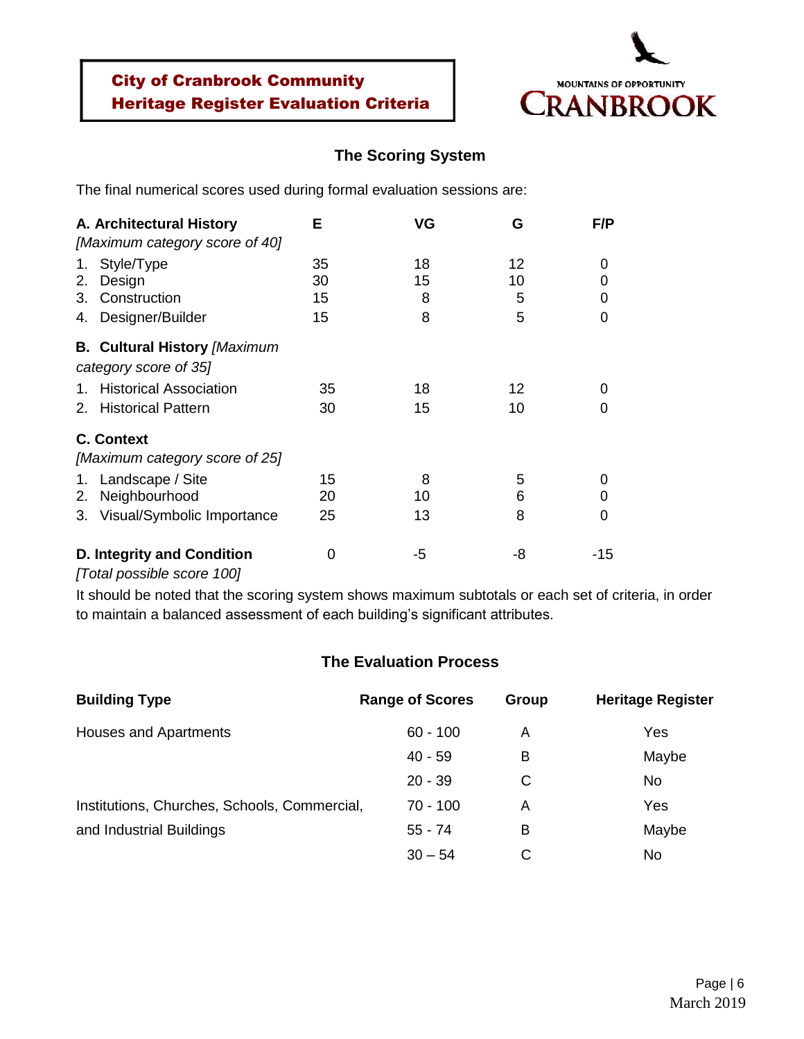**City of Cranbrook Community Heritage Register Evaluation Criteria**

MOUNTAINS OF OPPORTUNITY
CRANBROOK

## The Scoring System

The final numerical scores used during formal evaluation sessions are:

| | E | VG | G | F/P |
|---|---|---|---|---|
| **A. Architectural History** *[Maximum category score of 40]* | | | | |
| 1. Style/Type | 35 | 18 | 12 | 0 |
| 2. Design | 30 | 15 | 10 | 0 |
| 3. Construction | 15 | 8 | 5 | 0 |
| 4. Designer/Builder | 15 | 8 | 5 | 0 |
| **B. Cultural History** *[Maximum category score of 35]* | | | | |
| 1. Historical Association | 35 | 18 | 12 | 0 |
| 2. Historical Pattern | 30 | 15 | 10 | 0 |
| **C. Context** *[Maximum category score of 25]* | | | | |
| 1. Landscape / Site | 15 | 8 | 5 | 0 |
| 2. Neighbourhood | 20 | 10 | 6 | 0 |
| 3. Visual/Symbolic Importance | 25 | 13 | 8 | 0 |
| **D. Integrity and Condition** | 0 | -5 | -8 | -15 |

*[Total possible score 100]*

It should be noted that the scoring system shows maximum subtotals or each set of criteria, in order to maintain a balanced assessment of each building's significant attributes.

## The Evaluation Process

| Building Type | Range of Scores | Group | Heritage Register |
|---|---|---|---|
| Houses and Apartments | 60 - 100 | A | Yes |
| | 40 - 59 | B | Maybe |
| | 20 - 39 | C | No |
| Institutions, Churches, Schools, Commercial, and Industrial Buildings | 70 - 100 | A | Yes |
| | 55 - 74 | B | Maybe |
| | 30 – 54 | C | No |

March 2019